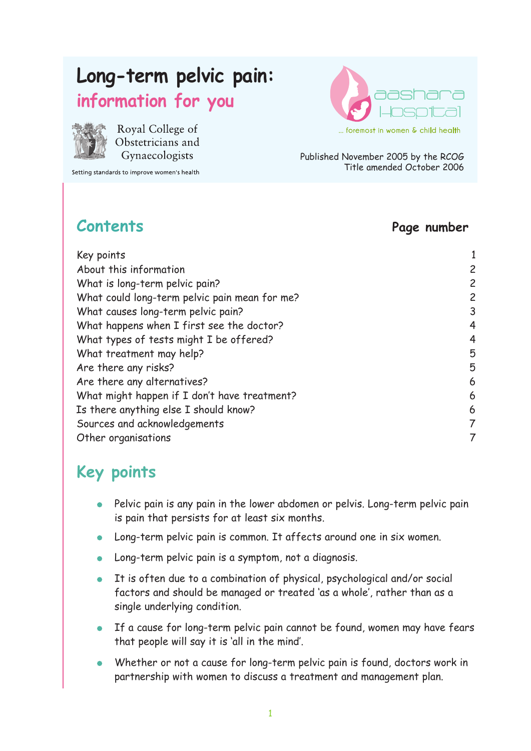# Long-term pelvic pain: information for you

Royal College of Obstetricians and Gynaecologists

Setting standards to improve women's health

aashara Hospital

... foremost in women & child health

Published November 2005 by the RCOG
Title amended October 2006

## Contents

| | Page number |
|---|---|
| Key points | 1 |
| About this information | 2 |
| What is long-term pelvic pain? | 2 |
| What could long-term pelvic pain mean for me? | 2 |
| What causes long-term pelvic pain? | 3 |
| What happens when I first see the doctor? | 4 |
| What types of tests might I be offered? | 4 |
| What treatment may help? | 5 |
| Are there any risks? | 5 |
| Are there any alternatives? | 6 |
| What might happen if I don't have treatment? | 6 |
| Is there anything else I should know? | 6 |
| Sources and acknowledgements | 7 |
| Other organisations | 7 |

## Key points

- Pelvic pain is any pain in the lower abdomen or pelvis. Long-term pelvic pain is pain that persists for at least six months.
- Long-term pelvic pain is common. It affects around one in six women.
- Long-term pelvic pain is a symptom, not a diagnosis.
- It is often due to a combination of physical, psychological and/or social factors and should be managed or treated 'as a whole', rather than as a single underlying condition.
- If a cause for long-term pelvic pain cannot be found, women may have fears that people will say it is 'all in the mind'.
- Whether or not a cause for long-term pelvic pain is found, doctors work in partnership with women to discuss a treatment and management plan.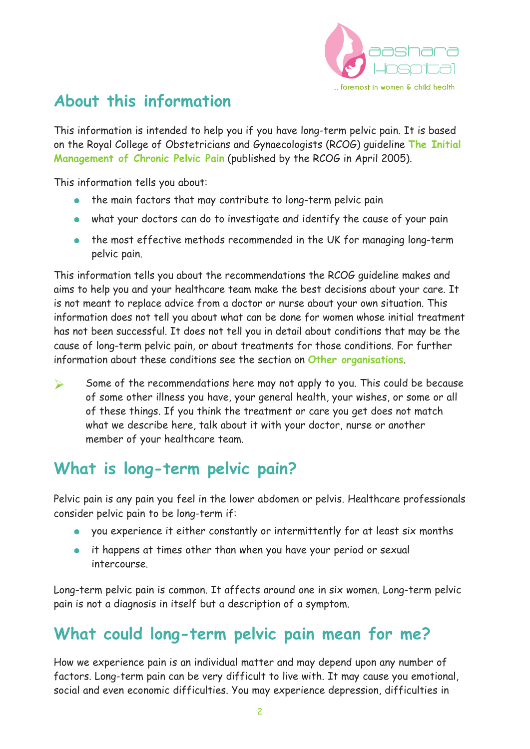## About this information

This information is intended to help you if you have long-term pelvic pain. It is based on the Royal College of Obstetricians and Gynaecologists (RCOG) guideline **The Initial Management of Chronic Pelvic Pain** (published by the RCOG in April 2005).

This information tells you about:

- the main factors that may contribute to long-term pelvic pain
- what your doctors can do to investigate and identify the cause of your pain
- the most effective methods recommended in the UK for managing long-term pelvic pain.

This information tells you about the recommendations the RCOG guideline makes and aims to help you and your healthcare team make the best decisions about your care. It is not meant to replace advice from a doctor or nurse about your own situation. This information does not tell you about what can be done for women whose initial treatment has not been successful. It does not tell you in detail about conditions that may be the cause of long-term pelvic pain, or about treatments for those conditions. For further information about these conditions see the section on **Other organisations**.

- Some of the recommendations here may not apply to you. This could be because of some other illness you have, your general health, your wishes, or some or all of these things. If you think the treatment or care you get does not match what we describe here, talk about it with your doctor, nurse or another member of your healthcare team.

## What is long-term pelvic pain?

Pelvic pain is any pain you feel in the lower abdomen or pelvis. Healthcare professionals consider pelvic pain to be long-term if:

- you experience it either constantly or intermittently for at least six months
- it happens at times other than when you have your period or sexual intercourse.

Long-term pelvic pain is common. It affects around one in six women. Long-term pelvic pain is not a diagnosis in itself but a description of a symptom.

## What could long-term pelvic pain mean for me?

How we experience pain is an individual matter and may depend upon any number of factors. Long-term pain can be very difficult to live with. It may cause you emotional, social and even economic difficulties. You may experience depression, difficulties in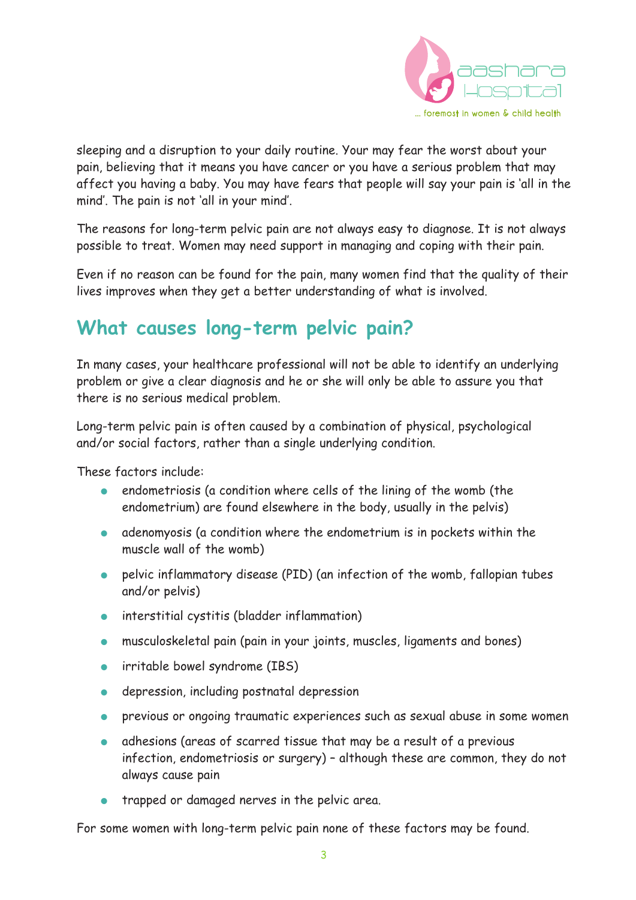sleeping and a disruption to your daily routine. Your may fear the worst about your pain, believing that it means you have cancer or you have a serious problem that may affect you having a baby. You may have fears that people will say your pain is 'all in the mind'. The pain is not 'all in your mind'.

The reasons for long-term pelvic pain are not always easy to diagnose. It is not always possible to treat. Women may need support in managing and coping with their pain.

Even if no reason can be found for the pain, many women find that the quality of their lives improves when they get a better understanding of what is involved.

## What causes long-term pelvic pain?

In many cases, your healthcare professional will not be able to identify an underlying problem or give a clear diagnosis and he or she will only be able to assure you that there is no serious medical problem.

Long-term pelvic pain is often caused by a combination of physical, psychological and/or social factors, rather than a single underlying condition.

These factors include:

- endometriosis (a condition where cells of the lining of the womb (the endometrium) are found elsewhere in the body, usually in the pelvis)
- adenomyosis (a condition where the endometrium is in pockets within the muscle wall of the womb)
- pelvic inflammatory disease (PID) (an infection of the womb, fallopian tubes and/or pelvis)
- interstitial cystitis (bladder inflammation)
- musculoskeletal pain (pain in your joints, muscles, ligaments and bones)
- irritable bowel syndrome (IBS)
- depression, including postnatal depression
- previous or ongoing traumatic experiences such as sexual abuse in some women
- adhesions (areas of scarred tissue that may be a result of a previous infection, endometriosis or surgery) – although these are common, they do not always cause pain
- trapped or damaged nerves in the pelvic area.

For some women with long-term pelvic pain none of these factors may be found.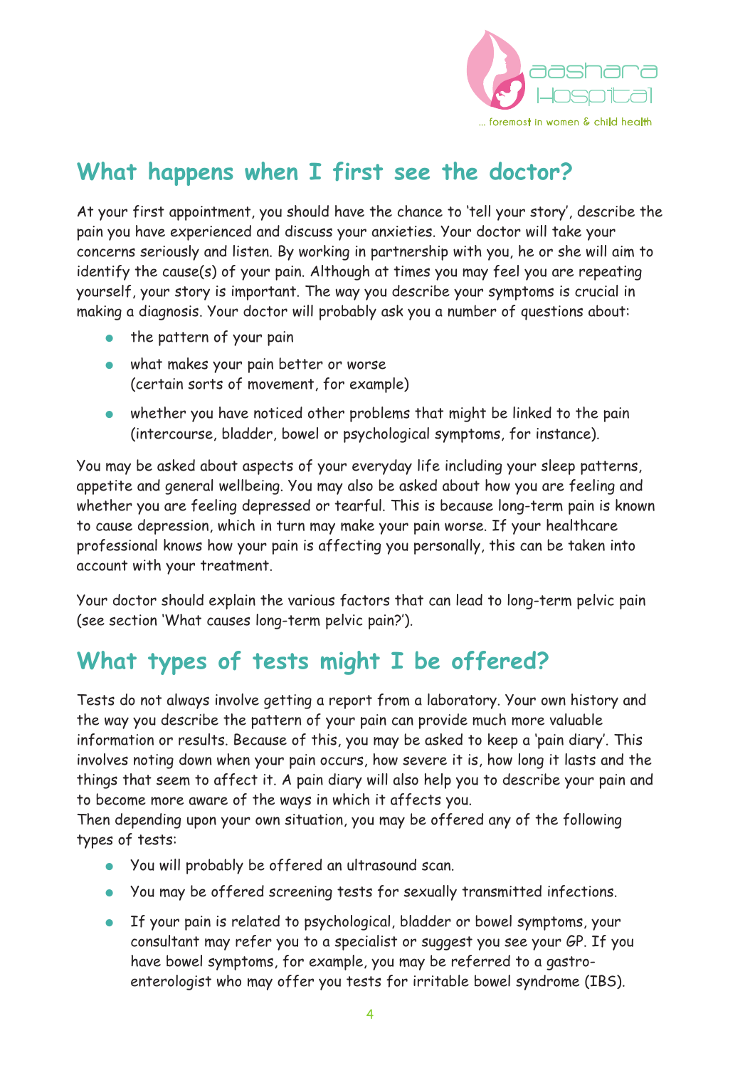## What happens when I first see the doctor?

At your first appointment, you should have the chance to 'tell your story', describe the pain you have experienced and discuss your anxieties. Your doctor will take your concerns seriously and listen. By working in partnership with you, he or she will aim to identify the cause(s) of your pain. Although at times you may feel you are repeating yourself, your story is important. The way you describe your symptoms is crucial in making a diagnosis. Your doctor will probably ask you a number of questions about:

- the pattern of your pain
- what makes your pain better or worse (certain sorts of movement, for example)
- whether you have noticed other problems that might be linked to the pain (intercourse, bladder, bowel or psychological symptoms, for instance).

You may be asked about aspects of your everyday life including your sleep patterns, appetite and general wellbeing. You may also be asked about how you are feeling and whether you are feeling depressed or tearful. This is because long-term pain is known to cause depression, which in turn may make your pain worse. If your healthcare professional knows how your pain is affecting you personally, this can be taken into account with your treatment.

Your doctor should explain the various factors that can lead to long-term pelvic pain (see section 'What causes long-term pelvic pain?').

## What types of tests might I be offered?

Tests do not always involve getting a report from a laboratory. Your own history and the way you describe the pattern of your pain can provide much more valuable information or results. Because of this, you may be asked to keep a 'pain diary'. This involves noting down when your pain occurs, how severe it is, how long it lasts and the things that seem to affect it. A pain diary will also help you to describe your pain and to become more aware of the ways in which it affects you.
Then depending upon your own situation, you may be offered any of the following types of tests:

- You will probably be offered an ultrasound scan.
- You may be offered screening tests for sexually transmitted infections.
- If your pain is related to psychological, bladder or bowel symptoms, your consultant may refer you to a specialist or suggest you see your GP. If you have bowel symptoms, for example, you may be referred to a gastro-enterologist who may offer you tests for irritable bowel syndrome (IBS).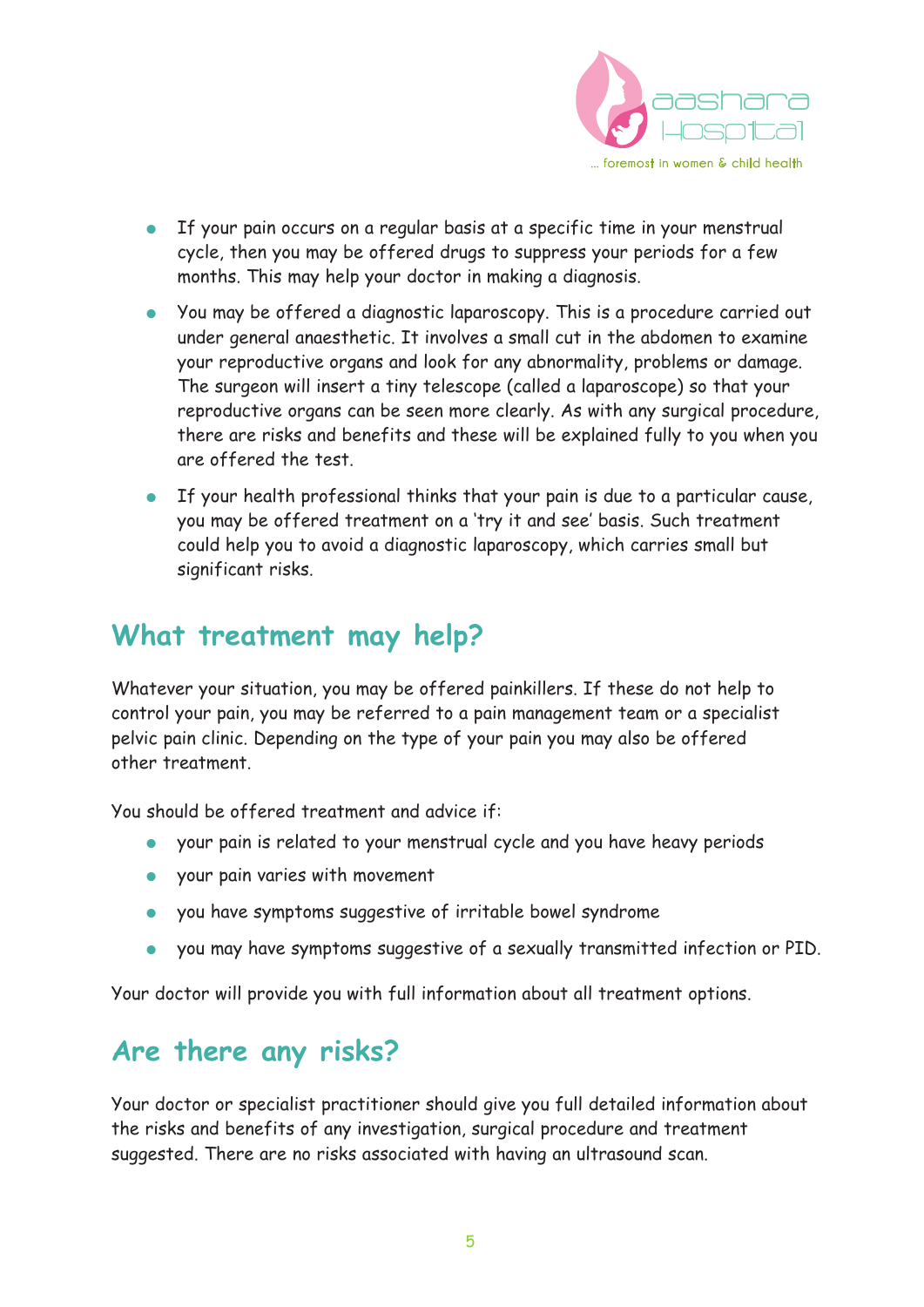- If your pain occurs on a regular basis at a specific time in your menstrual cycle, then you may be offered drugs to suppress your periods for a few months. This may help your doctor in making a diagnosis.
- You may be offered a diagnostic laparoscopy. This is a procedure carried out under general anaesthetic. It involves a small cut in the abdomen to examine your reproductive organs and look for any abnormality, problems or damage. The surgeon will insert a tiny telescope (called a laparoscope) so that your reproductive organs can be seen more clearly. As with any surgical procedure, there are risks and benefits and these will be explained fully to you when you are offered the test.
- If your health professional thinks that your pain is due to a particular cause, you may be offered treatment on a 'try it and see' basis. Such treatment could help you to avoid a diagnostic laparoscopy, which carries small but significant risks.

## What treatment may help?

Whatever your situation, you may be offered painkillers. If these do not help to control your pain, you may be referred to a pain management team or a specialist pelvic pain clinic. Depending on the type of your pain you may also be offered other treatment.

You should be offered treatment and advice if:

- your pain is related to your menstrual cycle and you have heavy periods
- your pain varies with movement
- you have symptoms suggestive of irritable bowel syndrome
- you may have symptoms suggestive of a sexually transmitted infection or PID.

Your doctor will provide you with full information about all treatment options.

## Are there any risks?

Your doctor or specialist practitioner should give you full detailed information about the risks and benefits of any investigation, surgical procedure and treatment suggested. There are no risks associated with having an ultrasound scan.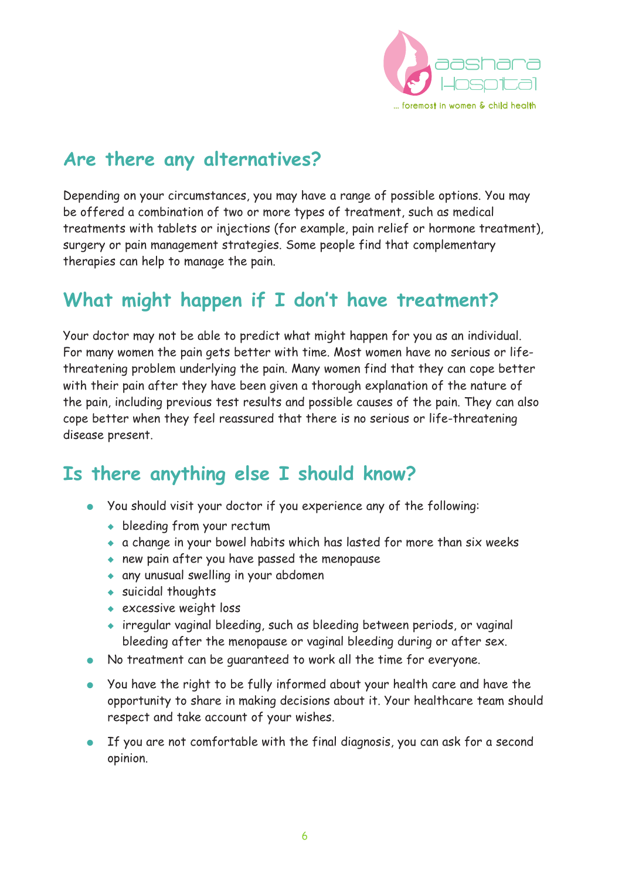## Are there any alternatives?

Depending on your circumstances, you may have a range of possible options. You may be offered a combination of two or more types of treatment, such as medical treatments with tablets or injections (for example, pain relief or hormone treatment), surgery or pain management strategies. Some people find that complementary therapies can help to manage the pain.

## What might happen if I don't have treatment?

Your doctor may not be able to predict what might happen for you as an individual. For many women the pain gets better with time. Most women have no serious or life-threatening problem underlying the pain. Many women find that they can cope better with their pain after they have been given a thorough explanation of the nature of the pain, including previous test results and possible causes of the pain. They can also cope better when they feel reassured that there is no serious or life-threatening disease present.

## Is there anything else I should know?

- You should visit your doctor if you experience any of the following:
  - bleeding from your rectum
  - a change in your bowel habits which has lasted for more than six weeks
  - new pain after you have passed the menopause
  - any unusual swelling in your abdomen
  - suicidal thoughts
  - excessive weight loss
  - irregular vaginal bleeding, such as bleeding between periods, or vaginal bleeding after the menopause or vaginal bleeding during or after sex.
- No treatment can be guaranteed to work all the time for everyone.
- You have the right to be fully informed about your health care and have the opportunity to share in making decisions about it. Your healthcare team should respect and take account of your wishes.
- If you are not comfortable with the final diagnosis, you can ask for a second opinion.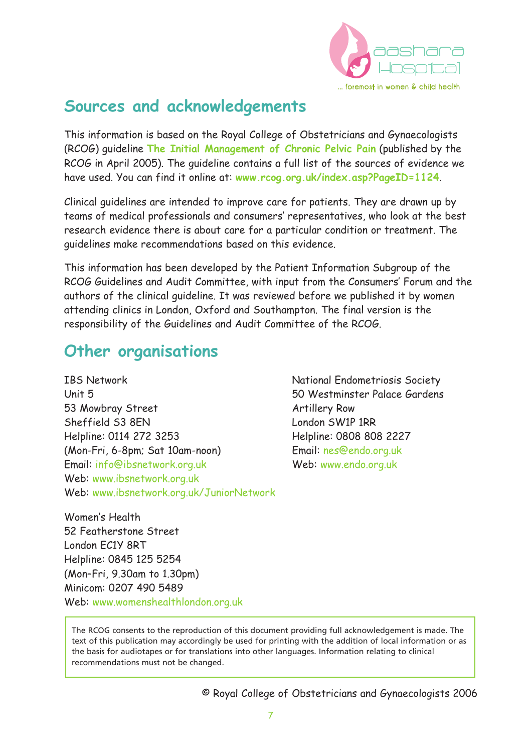## Sources and acknowledgements

This information is based on the Royal College of Obstetricians and Gynaecologists (RCOG) guideline **The Initial Management of Chronic Pelvic Pain** (published by the RCOG in April 2005). The guideline contains a full list of the sources of evidence we have used. You can find it online at: **www.rcog.org.uk/index.asp?PageID=1124**.

Clinical guidelines are intended to improve care for patients. They are drawn up by teams of medical professionals and consumers' representatives, who look at the best research evidence there is about care for a particular condition or treatment. The guidelines make recommendations based on this evidence.

This information has been developed by the Patient Information Subgroup of the RCOG Guidelines and Audit Committee, with input from the Consumers' Forum and the authors of the clinical guideline. It was reviewed before we published it by women attending clinics in London, Oxford and Southampton. The final version is the responsibility of the Guidelines and Audit Committee of the RCOG.

## Other organisations

IBS Network
Unit 5
53 Mowbray Street
Sheffield S3 8EN
Helpline: 0114 272 3253
(Mon-Fri, 6-8pm; Sat 10am-noon)
Email: info@ibsnetwork.org.uk
Web: www.ibsnetwork.org.uk
Web: www.ibsnetwork.org.uk/JuniorNetwork

Women's Health
52 Featherstone Street
London EC1Y 8RT
Helpline: 0845 125 5254
(Mon–Fri, 9.30am to 1.30pm)
Minicom: 0207 490 5489
Web: www.womenshealthlondon.org.uk

National Endometriosis Society
50 Westminster Palace Gardens
Artillery Row
London SW1P 1RR
Helpline: 0808 808 2227
Email: nes@endo.org.uk
Web: www.endo.org.uk

The RCOG consents to the reproduction of this document providing full acknowledgement is made. The text of this publication may accordingly be used for printing with the addition of local information or as the basis for audiotapes or for translations into other languages. Information relating to clinical recommendations must not be changed.

© Royal College of Obstetricians and Gynaecologists 2006